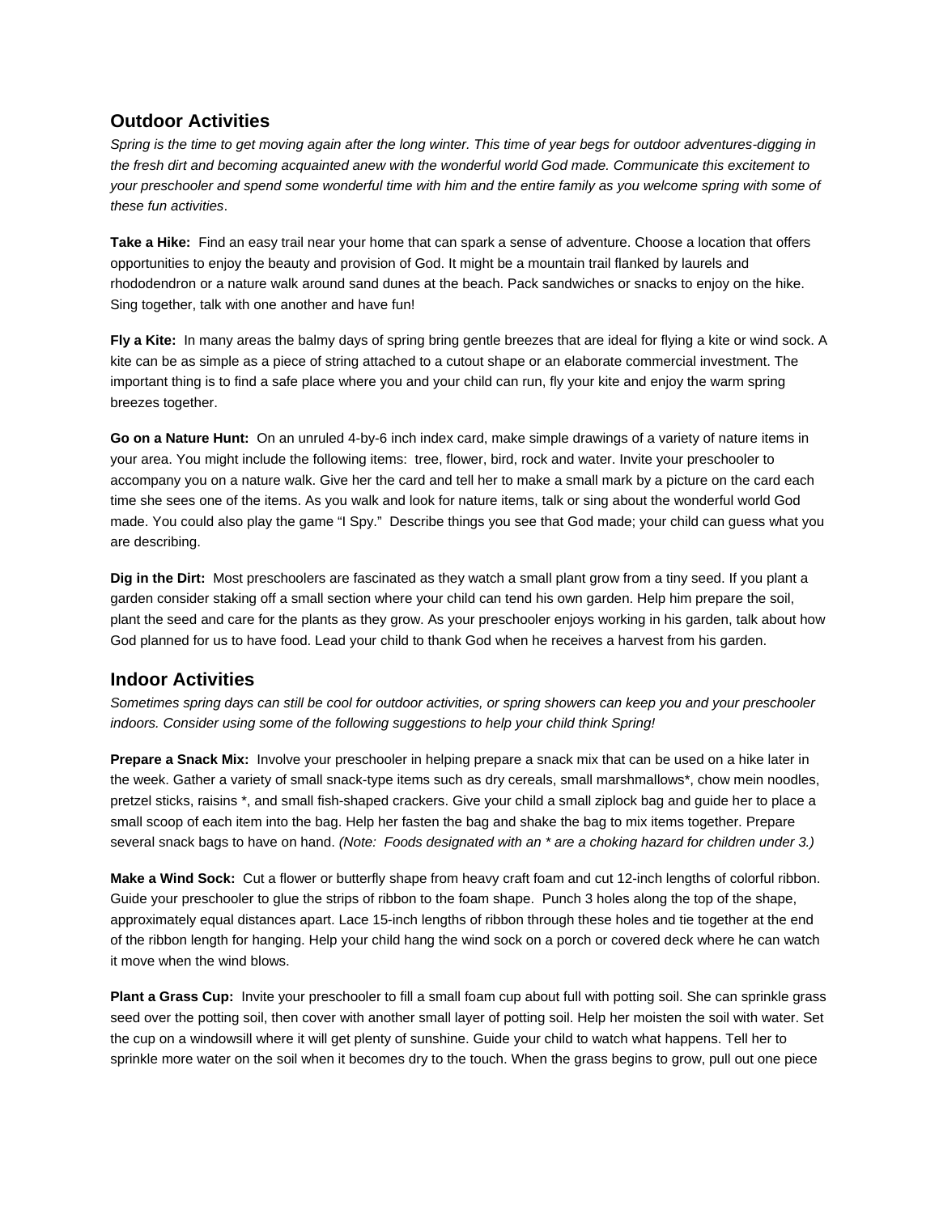## Outdoor Activities

*Spring is the time to get moving again after the long winter. This time of year begs for outdoor adventures-digging in the fresh dirt and becoming acquainted anew with the wonderful world God made. Communicate this excitement to your preschooler and spend some wonderful time with him and the entire family as you welcome spring with some of these fun activities*.

**Take a Hike:** Find an easy trail near your home that can spark a sense of adventure. Choose a location that offers opportunities to enjoy the beauty and provision of God. It might be a mountain trail flanked by laurels and rhododendron or a nature walk around sand dunes at the beach. Pack sandwiches or snacks to enjoy on the hike. Sing together, talk with one another and have fun!

**Fly a Kite:** In many areas the balmy days of spring bring gentle breezes that are ideal for flying a kite or wind sock. A kite can be as simple as a piece of string attached to a cutout shape or an elaborate commercial investment. The important thing is to find a safe place where you and your child can run, fly your kite and enjoy the warm spring breezes together.

**Go on a Nature Hunt:** On an unruled 4-by-6 inch index card, make simple drawings of a variety of nature items in your area. You might include the following items: tree, flower, bird, rock and water. Invite your preschooler to accompany you on a nature walk. Give her the card and tell her to make a small mark by a picture on the card each time she sees one of the items. As you walk and look for nature items, talk or sing about the wonderful world God made. You could also play the game "I Spy." Describe things you see that God made; your child can guess what you are describing.

**Dig in the Dirt:** Most preschoolers are fascinated as they watch a small plant grow from a tiny seed. If you plant a garden consider staking off a small section where your child can tend his own garden. Help him prepare the soil, plant the seed and care for the plants as they grow. As your preschooler enjoys working in his garden, talk about how God planned for us to have food. Lead your child to thank God when he receives a harvest from his garden.

## Indoor Activities

*Sometimes spring days can still be cool for outdoor activities, or spring showers can keep you and your preschooler indoors. Consider using some of the following suggestions to help your child think Spring!*

**Prepare a Snack Mix:** Involve your preschooler in helping prepare a snack mix that can be used on a hike later in the week. Gather a variety of small snack-type items such as dry cereals, small marshmallows*, chow mein noodles, pretzel sticks, raisins *, and small fish-shaped crackers. Give your child a small ziplock bag and guide her to place a small scoop of each item into the bag. Help her fasten the bag and shake the bag to mix items together. Prepare several snack bags to have on hand. *(Note: Foods designated with an * are a choking hazard for children under 3.)*

**Make a Wind Sock:** Cut a flower or butterfly shape from heavy craft foam and cut 12-inch lengths of colorful ribbon. Guide your preschooler to glue the strips of ribbon to the foam shape. Punch 3 holes along the top of the shape, approximately equal distances apart. Lace 15-inch lengths of ribbon through these holes and tie together at the end of the ribbon length for hanging. Help your child hang the wind sock on a porch or covered deck where he can watch it move when the wind blows.

**Plant a Grass Cup:** Invite your preschooler to fill a small foam cup about full with potting soil. She can sprinkle grass seed over the potting soil, then cover with another small layer of potting soil. Help her moisten the soil with water. Set the cup on a windowsill where it will get plenty of sunshine. Guide your child to watch what happens. Tell her to sprinkle more water on the soil when it becomes dry to the touch. When the grass begins to grow, pull out one piece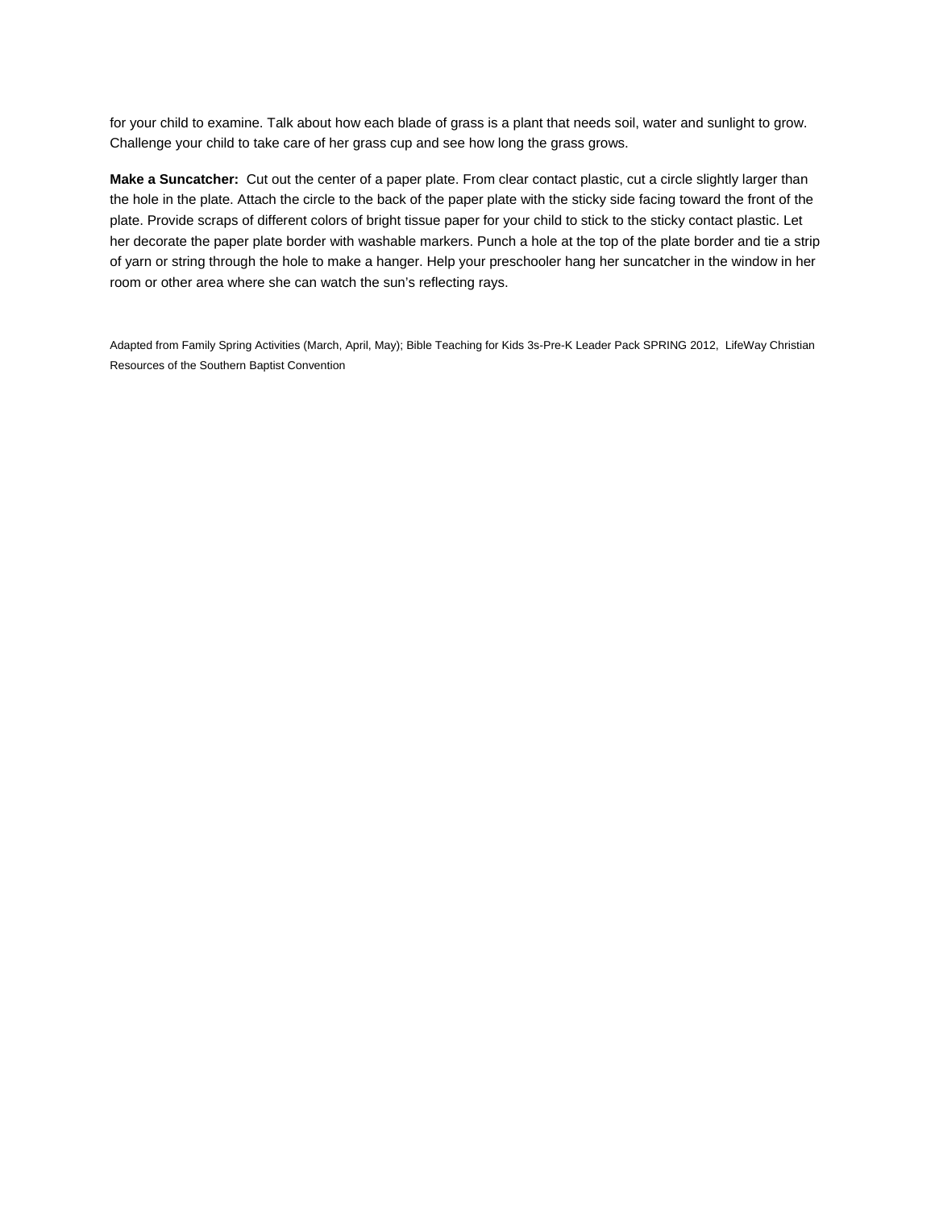for your child to examine. Talk about how each blade of grass is a plant that needs soil, water and sunlight to grow. Challenge your child to take care of her grass cup and see how long the grass grows.

**Make a Suncatcher:** Cut out the center of a paper plate. From clear contact plastic, cut a circle slightly larger than the hole in the plate. Attach the circle to the back of the paper plate with the sticky side facing toward the front of the plate. Provide scraps of different colors of bright tissue paper for your child to stick to the sticky contact plastic. Let her decorate the paper plate border with washable markers. Punch a hole at the top of the plate border and tie a strip of yarn or string through the hole to make a hanger. Help your preschooler hang her suncatcher in the window in her room or other area where she can watch the sun's reflecting rays.

Adapted from Family Spring Activities (March, April, May); Bible Teaching for Kids 3s-Pre-K Leader Pack SPRING 2012, LifeWay Christian Resources of the Southern Baptist Convention